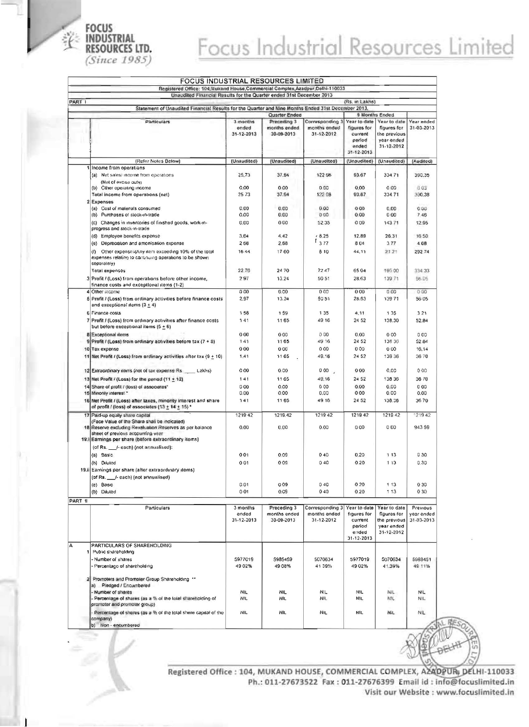# Focus Industrial Resources Limited

## FOCUS INDUSTRIAL RESOURCES LIMITED

Registered Office: 104,Mukand House,Commercial Complex,Azadpur,Delhi-110033

Unaudited Financial Results for the Quarter ended 31st December 2013

PART I (Rs. in Lakhs)

Statement of Unaudited Financial Results for the Quarter and Nine Months Ended 31st December 2013.

| | Particulars | Quarter Ended | | | 9 Months Ended | | |
|---|---|---|---|---|---|---|---|
| | | 3 months ended 31-12-2013 | Preceding 3 months ended 30-09-2013 | Corresponding 3 months ended 31-12-2012 | Year to date figures for current period ended 31-12-2013 | Year to date figures for the previous year ended 31-12-2012 | Year ended 31-03-2013 |
| | (Refer Notes Below) | (Unaudited) | (Unaudited) | (Unaudited) | (Unaudited) | (Unaudited) | (Audited) |
| 1 | Income from operations | | | | | | |
| | (a) Net sales/ income from operations (Net of excise duty) | 25.73 | 37.94 | 122.98 | 93.67 | 334.71 | 390.35 |
| | (b) Other operating income | 0.00 | 0.00 | 0.00 | 0.00 | 0.00 | 0.03 |
| | Total income from operations (net) | 25.73 | 37.94 | 122.98 | 93.67 | 334.71 | 390.38 |
| 2 | Expenses | | | | | | |
| | (a) Cost of materials consumed | 0.00 | 0.00 | 0.00 | 0.00 | 0.00 | 0.00 |
| | (b) Purchases of stock-in-trade | 0.00 | 0.00 | 0.00 | 0.00 | 0.00 | 7.46 |
| | (c) Changes in inventories of finished goods, work-in-progress and stock-in-trade | 0.00 | 0.00 | 52.35 | 0.00 | 143.71 | 12.95 |
| | (d) Employee benefits expense | 3.64 | 4.42 | 8.25 | 12.89 | 26.31 | 16.50 |
| | (e) Depreciation and amortisation expense | 2.68 | 2.68 | 3.77 | 8.04 | 3.77 | 4.68 |
| | (f) Other expenses(Any item exceeding 10% of the total expenses relating to continuing operations to be shown separately) | 16.44 | 17.60 | 8.10 | 44.11 | 21.21 | 292.74 |
| | Total expenses | 22.76 | 24.70 | 72.47 | 65.04 | 195.00 | 334.33 |
| 3 | Profit / (Loss) from operations before other income, finance costs and exceptional items (1-2) | 2.97 | 13.24 | 50.51 | 28.63 | 139.71 | 56.05 |
| 4 | Other income | 0.00 | 0.00 | 0.00 | 0.00 | 0.00 | 0.00 |
| 5 | Profit / (Loss) from ordinary activities before finance costs and exceptional items (3 ± 4) | 2.97 | 13.24 | 50.51 | 28.63 | 139.71 | 56.05 |
| 6 | Finance costs | 1.58 | 1.59 | 1.35 | 4.11 | 1.35 | 3.21 |
| 7 | Profit / (Loss) from ordinary activities after finance costs but before exceptional items (5 ± 6) | 1.41 | 11.65 | 49.16 | 24.52 | 138.30 | 52.84 |
| 8 | Exceptional items | 0.00 | 0.00 | 0.00 | 0.00 | 0.00 | 0.00 |
| 9 | Profit / (Loss) from ordinary activities before tax (7 + 8) | 1.41 | 11.65 | 49.16 | 24.52 | 138.36 | 52.84 |
| 10 | Tax expense | 0.00 | 0.00 | 0.00 | 0.00 | 0.00 | 16.14 |
| 11 | Net Profit / (Loss) from ordinary activities after tax (9 ± 10) | 1.41 | 11.65 | 49.16 | 24.52 | 138.36 | 36.70 |
| 12 | Extraordinary items (net of tax expense Rs ____ Lakhs) | 0.00 | 0.00 | 0.00 | 0.00 | 0.00 | 0.00 |
| 13 | Net Profit / (Loss) for the period (11 ± 12) | 1.41 | 11.65 | 49.16 | 24.52 | 138.36 | 36.70 |
| 14 | Share of profit / (loss) of associates* | 0.00 | 0.00 | 0.00 | 0.00 | 0.00 | 0.00 |
| 15 | Minority interest * | 0.00 | 0.00 | 0.00 | 0.00 | 0.00 | 0.00 |
| 16 | Net Profit / (Loss) after taxes, minority interest and share of profit / (loss) of associates (13 ± 14 ± 15) * | 1.41 | 11.65 | 49.16 | 24.52 | 138.36 | 36.70 |
| 17 | Paid-up equity share capital (Face Value of the Share shall be indicated) | 1219.42 | 1219.42 | 1219.42 | 1219.42 | 1219.42 | 1219.42 |
| 18 | Reserve excluding Revaluation Reserves as per balance sheet of previous accounting year | 0.00 | 0.00 | 0.00 | 0.00 | 0.00 | 943.59 |
| 19.i | Earnings per share (before extraordinary items) (of Rs. ___/- each) (not annualised): | | | | | | |
| | (a) Basic | 0.01 | 0.09 | 0.40 | 0.20 | 1.13 | 0.30 |
| | (b) Diluted | 0.01 | 0.09 | 0.40 | 0.20 | 1.13 | 0.30 |
| 19.ii | Earnings per share (after extraordinary items) (of Rs. ___/- each) (not annualised) | | | | | | |
| | (a) Basic | 0.01 | 0.09 | 0.40 | 0.20 | 1.13 | 0.30 |
| | (b) Diluted | 0.01 | 0.09 | 0.40 | 0.20 | 1.13 | 0.30 |

PART II

| | Particulars | 3 months ended 31-12-2013 | Preceding 3 months ended 30-09-2013 | Corresponding 3 months ended 31-12-2012 | Year to date figures for current period ended 31-12-2013 | Year to date figures for the previous year ended 31-12-2012 | Previous year ended 31-03-2013 |
|---|---|---|---|---|---|---|---|
| A | PARTICULARS OF SHAREHOLDING | | | | | | |
| 1 | Public shareholding | | | | | | |
| | - Number of shares | 5977019 | 5985469 | 5070634 | 5977019 | 5070634 | 5988451 |
| | - Percentage of shareholding | 49.02% | 49.08% | 41.39% | 49.02% | 41.39% | 49.11% |
| 2 | Promoters and Promoter Group Shareholding ** | | | | | | |
| | a) Pledged / Encumbered | | | | | | |
| | - Number of shares | NIL | NIL | NIL | NIL | NIL | NIL |
| | - Percentage of shares (as a % of the total shareholding of promoter and promoter group) | NIL | NIL | NIL | NIL | NIL | NIL |
| | - Percentage of shares (as a % of the total share capital of the company) | NIL | NIL | NIL | NIL | NIL | NIL |
| | b) Non - encumbered | | | | | | |

Registered Office : 104, MUKAND HOUSE, COMMERCIAL COMPLEX, AZADPUR, DELHI-110033
Ph.: 011-27673522 Fax : 011-27676399 Email id : info@focuslimited.in
Visit our Website : www.focuslimited.in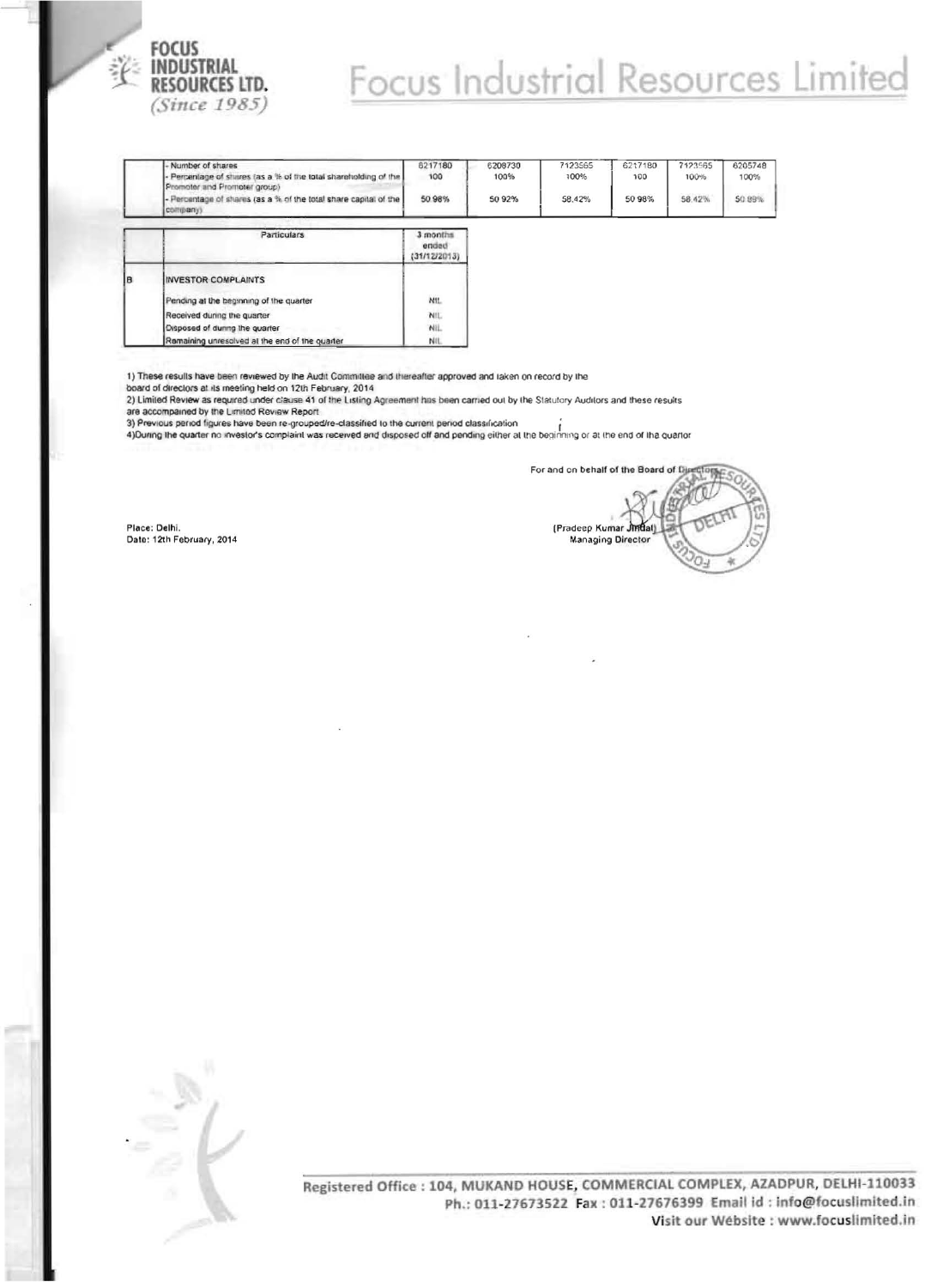| | | | | | | | |
|---|---|---|---|---|---|---|---|
| | - Number of shares | 6217180 | 6208730 | 7123565 | 6217180 | 7123565 | 6205748 |
| | - Percentage of shares (as a % of the total shareholding of the Promoter and Promoter group) | 100 | 100% | 100% | 100 | 100% | 100% |
| | - Percentage of shares (as a % of the total share capital of the company) | 50.98% | 50.92% | 58.42% | 50.98% | 58.42% | 50.89% |

| | Particulars | 3 months ended (31/12/2013) |
|---|---|---|
| B | INVESTOR COMPLAINTS | |
| | Pending at the beginning of the quarter | NIL |
| | Received during the quarter | NIL |
| | Disposed of during the quarter | NIL |
| | Remaining unresolved at the end of the quarter | NIL |

1) These results have been reviewed by the Audit Committee and thereafter approved and taken on record by the board of directors at its meeting held on 12th February, 2014

2) Limited Review as required under clause 41 of the Listing Agreement has been carried out by the Statutory Auditors and these results are accompanied by the Limited Review Report

3) Previous period figures have been re-grouped/re-classified to the current period classification

4)During the quarter no investor's complaint was received and disposed off and pending either at the beginning or at the end of the quarter

For and on behalf of the Board of Directors

(Pradeep Kumar Jindal)
Managing Director

Place: Delhi.
Date: 12th February, 2014

Registered Office : 104, MUKAND HOUSE, COMMERCIAL COMPLEX, AZADPUR, DELHI-110033
Ph.: 011-27673522 Fax : 011-27676399 Email id : info@focuslimited.in
Visit our Website : www.focuslimited.in